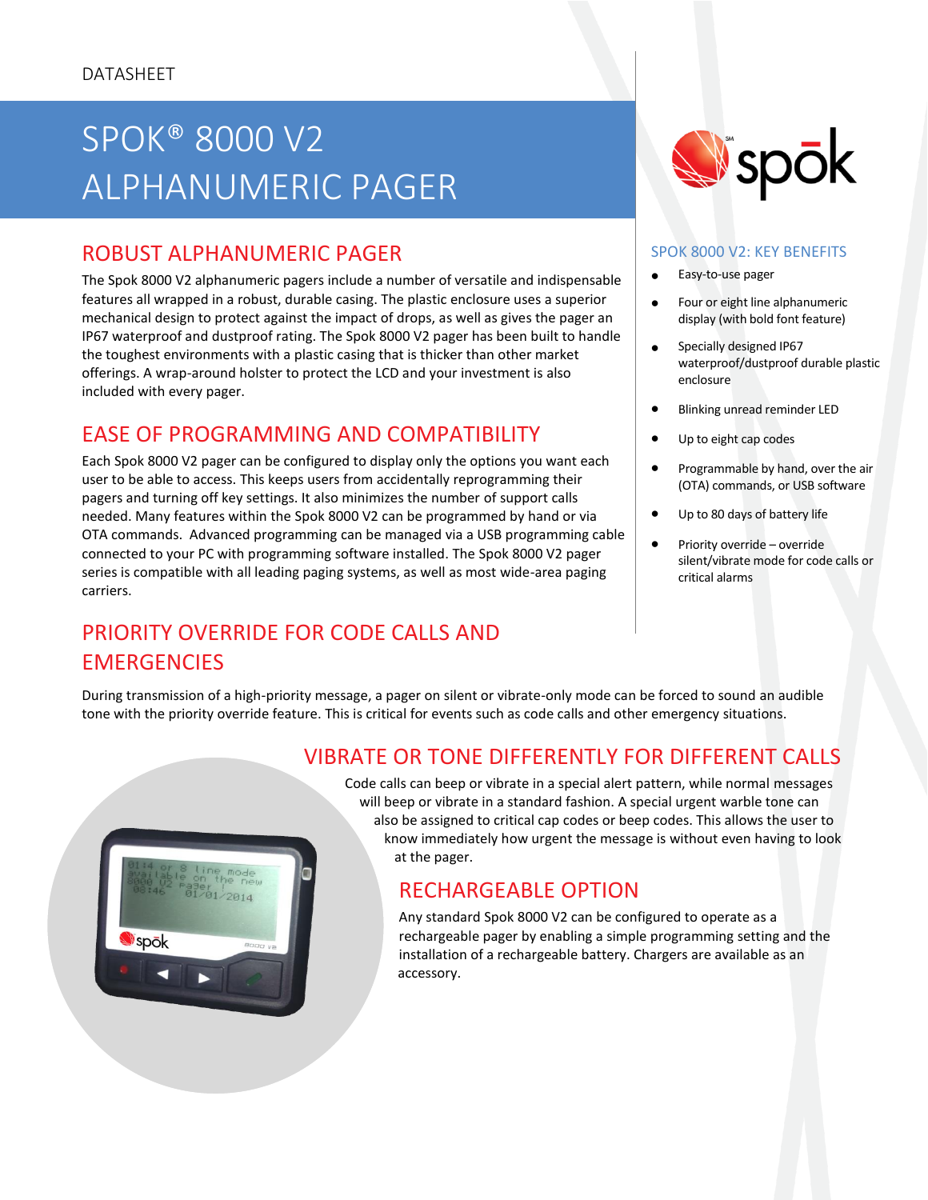DATASHEET

# SPOK® 8000 V2 ALPHANUMERIC PAGER

## ROBUST ALPHANUMERIC PAGER

The Spok 8000 V2 alphanumeric pagers include a number of versatile and indispensable features all wrapped in a robust, durable casing. The plastic enclosure uses a superior mechanical design to protect against the impact of drops, as well as gives the pager an IP67 waterproof and dustproof rating. The Spok 8000 V2 pager has been built to handle the toughest environments with a plastic casing that is thicker than other market offerings. A wrap-around holster to protect the LCD and your investment is also included with every pager.

## EASE OF PROGRAMMING AND COMPATIBILITY

Each Spok 8000 V2 pager can be configured to display only the options you want each user to be able to access. This keeps users from accidentally reprogramming their pagers and turning off key settings. It also minimizes the number of support calls needed. Many features within the Spok 8000 V2 can be programmed by hand or via OTA commands. Advanced programming can be managed via a USB programming cable connected to your PC with programming software installed. The Spok 8000 V2 pager series is compatible with all leading paging systems, as well as most wide-area paging carriers.

### SPOK 8000 V2: KEY BENEFITS

- Easy-to-use pager
- Four or eight line alphanumeric display (with bold font feature)
- Specially designed IP67 waterproof/dustproof durable plastic enclosure
- Blinking unread reminder LED
- Up to eight cap codes
- Programmable by hand, over the air (OTA) commands, or USB software
- Up to 80 days of battery life
- Priority override – override silent/vibrate mode for code calls or critical alarms

## PRIORITY OVERRIDE FOR CODE CALLS AND EMERGENCIES

During transmission of a high-priority message, a pager on silent or vibrate-only mode can be forced to sound an audible tone with the priority override feature. This is critical for events such as code calls and other emergency situations.

## VIBRATE OR TONE DIFFERENTLY FOR DIFFERENT CALLS

Code calls can beep or vibrate in a special alert pattern, while normal messages will beep or vibrate in a standard fashion. A special urgent warble tone can also be assigned to critical cap codes or beep codes. This allows the user to know immediately how urgent the message is without even having to look at the pager.

## RECHARGEABLE OPTION

Any standard Spok 8000 V2 can be configured to operate as a rechargeable pager by enabling a simple programming setting and the installation of a rechargeable battery. Chargers are available as an accessory.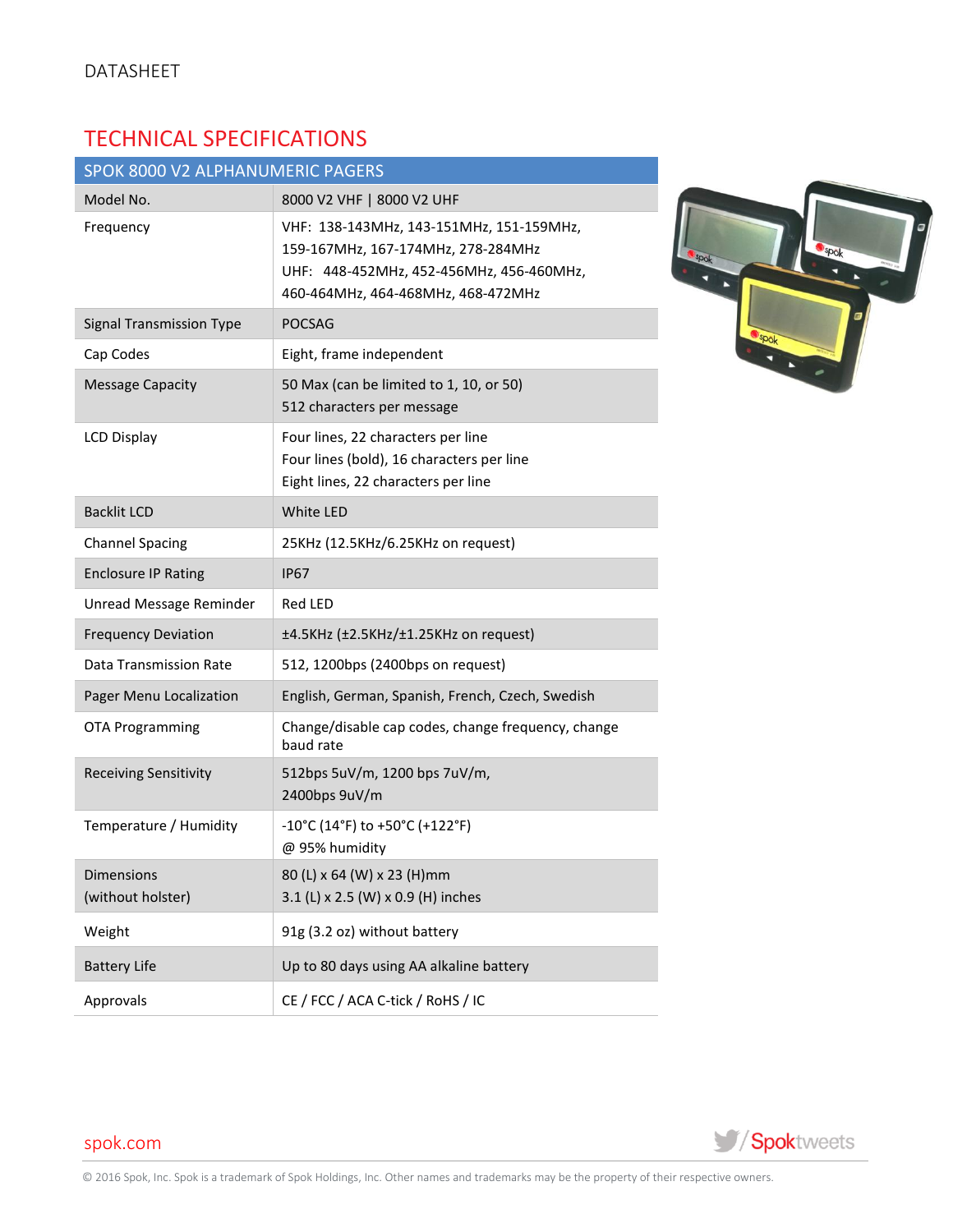DATASHEET

# TECHNICAL SPECIFICATIONS

| SPOK 8000 V2 ALPHANUMERIC PAGERS | |
|---|---|
| Model No. | 8000 V2 VHF \| 8000 V2 UHF |
| Frequency | VHF: 138-143MHz, 143-151MHz, 151-159MHz, 159-167MHz, 167-174MHz, 278-284MHz<br>UHF: 448-452MHz, 452-456MHz, 456-460MHz, 460-464MHz, 464-468MHz, 468-472MHz |
| Signal Transmission Type | POCSAG |
| Cap Codes | Eight, frame independent |
| Message Capacity | 50 Max (can be limited to 1, 10, or 50)<br>512 characters per message |
| LCD Display | Four lines, 22 characters per line<br>Four lines (bold), 16 characters per line<br>Eight lines, 22 characters per line |
| Backlit LCD | White LED |
| Channel Spacing | 25KHz (12.5KHz/6.25KHz on request) |
| Enclosure IP Rating | IP67 |
| Unread Message Reminder | Red LED |
| Frequency Deviation | ±4.5KHz (±2.5KHz/±1.25KHz on request) |
| Data Transmission Rate | 512, 1200bps (2400bps on request) |
| Pager Menu Localization | English, German, Spanish, French, Czech, Swedish |
| OTA Programming | Change/disable cap codes, change frequency, change baud rate |
| Receiving Sensitivity | 512bps 5uV/m, 1200 bps 7uV/m,<br>2400bps 9uV/m |
| Temperature / Humidity | -10°C (14°F) to +50°C (+122°F)<br>@ 95% humidity |
| Dimensions (without holster) | 80 (L) x 64 (W) x 23 (H)mm<br>3.1 (L) x 2.5 (W) x 0.9 (H) inches |
| Weight | 91g (3.2 oz) without battery |
| Battery Life | Up to 80 days using AA alkaline battery |
| Approvals | CE / FCC / ACA C-tick / RoHS / IC |

spok.com

/Spoktweets

© 2016 Spok, Inc. Spok is a trademark of Spok Holdings, Inc. Other names and trademarks may be the property of their respective owners.